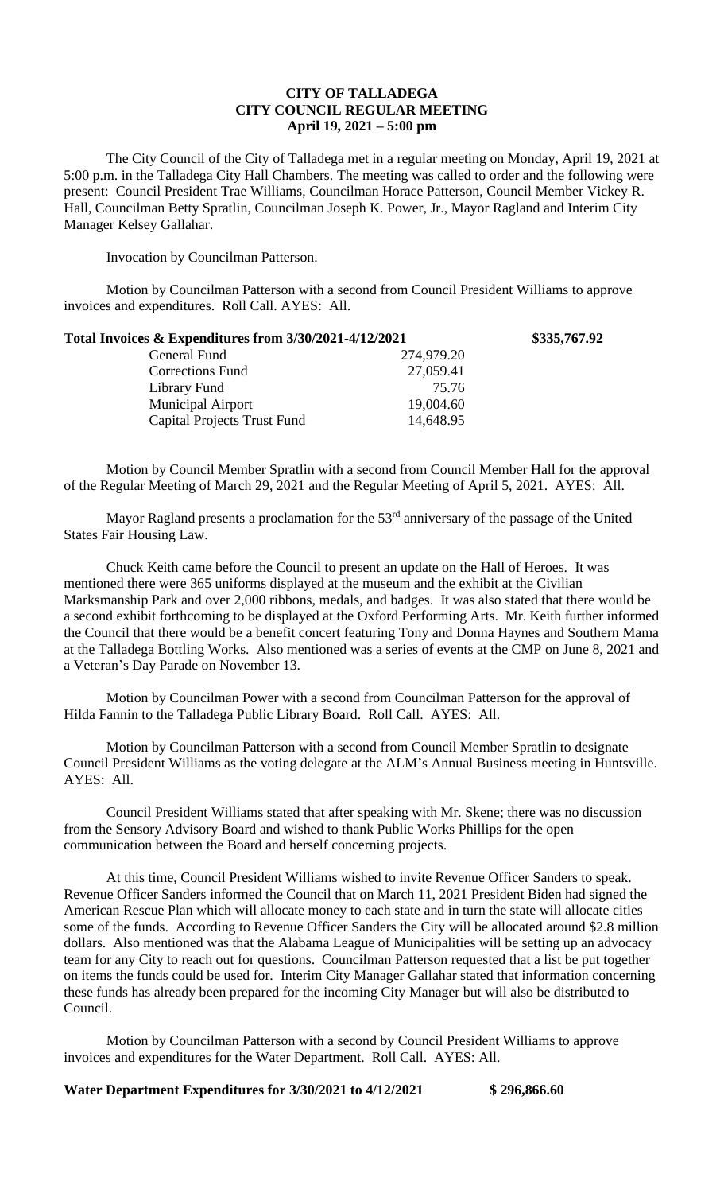# CITY OF TALLADEGA
## CITY COUNCIL REGULAR MEETING
### April 19, 2021 – 5:00 pm

The City Council of the City of Talladega met in a regular meeting on Monday, April 19, 2021 at 5:00 p.m. in the Talladega City Hall Chambers. The meeting was called to order and the following were present: Council President Trae Williams, Councilman Horace Patterson, Council Member Vickey R. Hall, Councilman Betty Spratlin, Councilman Joseph K. Power, Jr., Mayor Ragland and Interim City Manager Kelsey Gallahar.

Invocation by Councilman Patterson.

Motion by Councilman Patterson with a second from Council President Williams to approve invoices and expenditures. Roll Call. AYES: All.

| **Total Invoices & Expenditures from 3/30/2021-4/12/2021** | | **\$335,767.92** |
|---|---|---|
| General Fund | 274,979.20 | |
| Corrections Fund | 27,059.41 | |
| Library Fund | 75.76 | |
| Municipal Airport | 19,004.60 | |
| Capital Projects Trust Fund | 14,648.95 | |

Motion by Council Member Spratlin with a second from Council Member Hall for the approval of the Regular Meeting of March 29, 2021 and the Regular Meeting of April 5, 2021. AYES: All.

Mayor Ragland presents a proclamation for the 53rd anniversary of the passage of the United States Fair Housing Law.

Chuck Keith came before the Council to present an update on the Hall of Heroes. It was mentioned there were 365 uniforms displayed at the museum and the exhibit at the Civilian Marksmanship Park and over 2,000 ribbons, medals, and badges. It was also stated that there would be a second exhibit forthcoming to be displayed at the Oxford Performing Arts. Mr. Keith further informed the Council that there would be a benefit concert featuring Tony and Donna Haynes and Southern Mama at the Talladega Bottling Works. Also mentioned was a series of events at the CMP on June 8, 2021 and a Veteran's Day Parade on November 13.

Motion by Councilman Power with a second from Councilman Patterson for the approval of Hilda Fannin to the Talladega Public Library Board. Roll Call. AYES: All.

Motion by Councilman Patterson with a second from Council Member Spratlin to designate Council President Williams as the voting delegate at the ALM's Annual Business meeting in Huntsville. AYES: All.

Council President Williams stated that after speaking with Mr. Skene; there was no discussion from the Sensory Advisory Board and wished to thank Public Works Phillips for the open communication between the Board and herself concerning projects.

At this time, Council President Williams wished to invite Revenue Officer Sanders to speak. Revenue Officer Sanders informed the Council that on March 11, 2021 President Biden had signed the American Rescue Plan which will allocate money to each state and in turn the state will allocate cities some of the funds. According to Revenue Officer Sanders the City will be allocated around \$2.8 million dollars. Also mentioned was that the Alabama League of Municipalities will be setting up an advocacy team for any City to reach out for questions. Councilman Patterson requested that a list be put together on items the funds could be used for. Interim City Manager Gallahar stated that information concerning these funds has already been prepared for the incoming City Manager but will also be distributed to Council.

Motion by Councilman Patterson with a second by Council President Williams to approve invoices and expenditures for the Water Department. Roll Call. AYES: All.

**Water Department Expenditures for 3/30/2021 to 4/12/2021 \$ 296,866.60**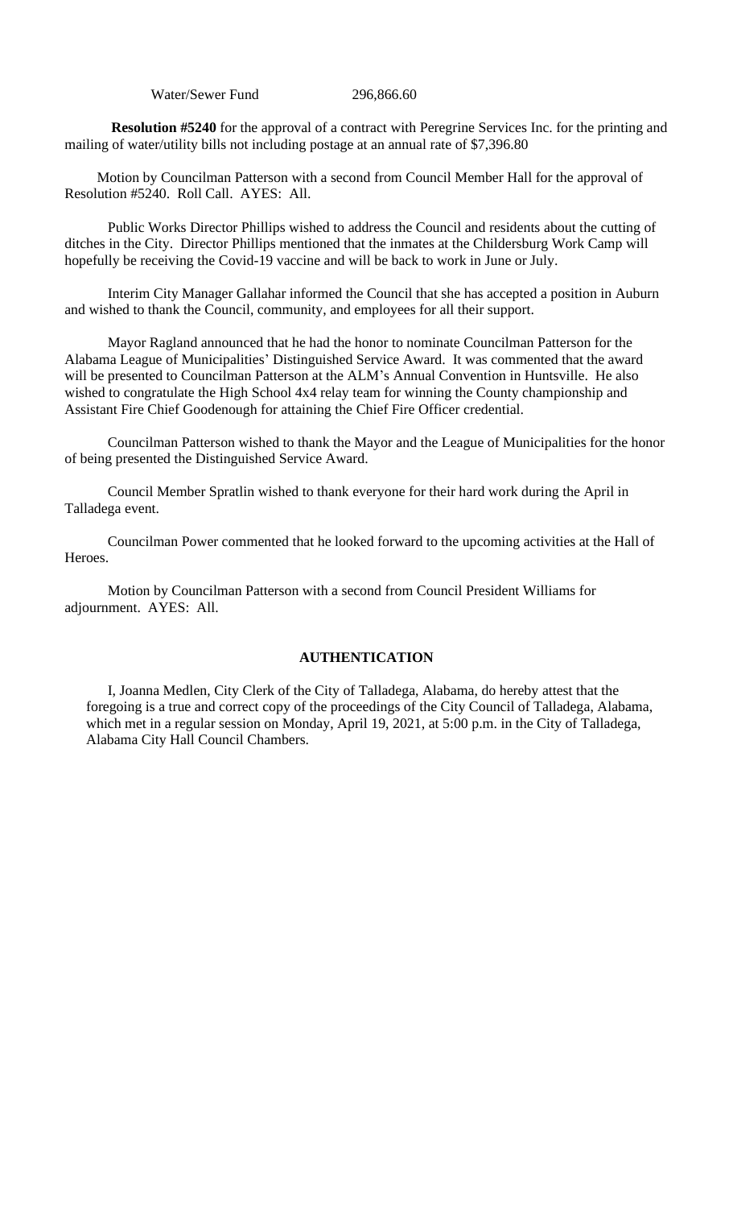Water/Sewer Fund 296,866.60

**Resolution #5240** for the approval of a contract with Peregrine Services Inc. for the printing and mailing of water/utility bills not including postage at an annual rate of $7,396.80

Motion by Councilman Patterson with a second from Council Member Hall for the approval of Resolution #5240. Roll Call. AYES: All.

Public Works Director Phillips wished to address the Council and residents about the cutting of ditches in the City. Director Phillips mentioned that the inmates at the Childersburg Work Camp will hopefully be receiving the Covid-19 vaccine and will be back to work in June or July.

Interim City Manager Gallahar informed the Council that she has accepted a position in Auburn and wished to thank the Council, community, and employees for all their support.

Mayor Ragland announced that he had the honor to nominate Councilman Patterson for the Alabama League of Municipalities' Distinguished Service Award. It was commented that the award will be presented to Councilman Patterson at the ALM's Annual Convention in Huntsville. He also wished to congratulate the High School 4x4 relay team for winning the County championship and Assistant Fire Chief Goodenough for attaining the Chief Fire Officer credential.

Councilman Patterson wished to thank the Mayor and the League of Municipalities for the honor of being presented the Distinguished Service Award.

Council Member Spratlin wished to thank everyone for their hard work during the April in Talladega event.

Councilman Power commented that he looked forward to the upcoming activities at the Hall of Heroes.

Motion by Councilman Patterson with a second from Council President Williams for adjournment. AYES: All.

## AUTHENTICATION

I, Joanna Medlen, City Clerk of the City of Talladega, Alabama, do hereby attest that the foregoing is a true and correct copy of the proceedings of the City Council of Talladega, Alabama, which met in a regular session on Monday, April 19, 2021, at 5:00 p.m. in the City of Talladega, Alabama City Hall Council Chambers.